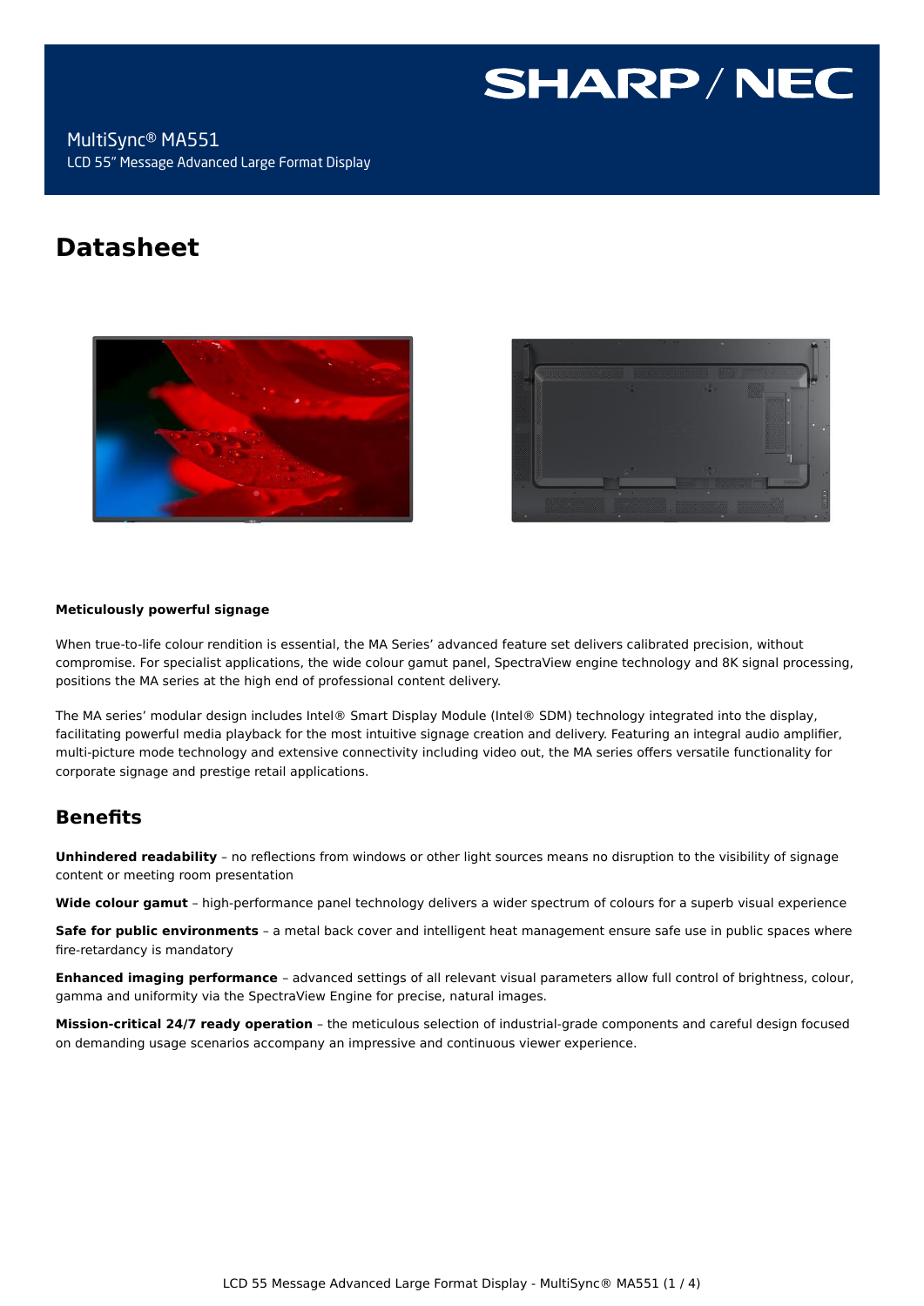SHARP / NEC

MultiSync® MA551

LCD 55” Message Advanced Large Format Display

# Datasheet

**Meticulously powerful signage**

When true-to-life colour rendition is essential, the MA Series’ advanced feature set delivers calibrated precision, without compromise. For specialist applications, the wide colour gamut panel, SpectraView engine technology and 8K signal processing, positions the MA series at the high end of professional content delivery.

The MA series’ modular design includes Intel® Smart Display Module (Intel® SDM) technology integrated into the display, facilitating powerful media playback for the most intuitive signage creation and delivery. Featuring an integral audio amplifier, multi-picture mode technology and extensive connectivity including video out, the MA series offers versatile functionality for corporate signage and prestige retail applications.

## Benefits

**Unhindered readability** – no reflections from windows or other light sources means no disruption to the visibility of signage content or meeting room presentation

**Wide colour gamut** – high-performance panel technology delivers a wider spectrum of colours for a superb visual experience

**Safe for public environments** – a metal back cover and intelligent heat management ensure safe use in public spaces where fire-retardancy is mandatory

**Enhanced imaging performance** – advanced settings of all relevant visual parameters allow full control of brightness, colour, gamma and uniformity via the SpectraView Engine for precise, natural images.

**Mission-critical 24/7 ready operation** – the meticulous selection of industrial-grade components and careful design focused on demanding usage scenarios accompany an impressive and continuous viewer experience.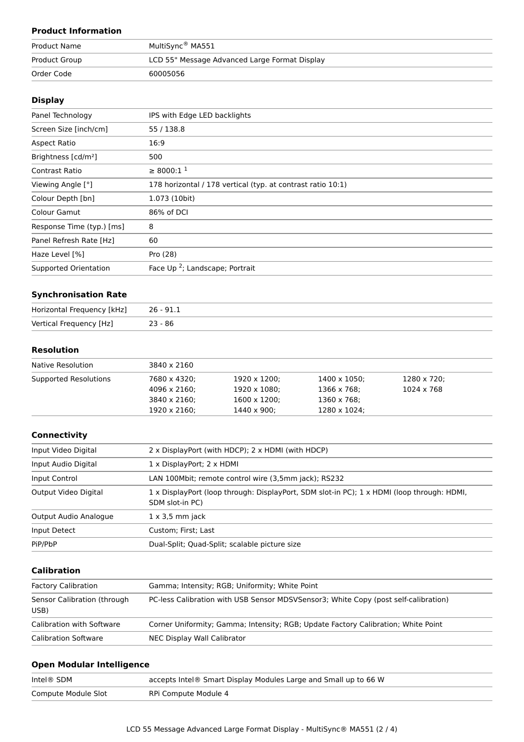### Product Information

| | |
|---|---|
| Product Name | MultiSync® MA551 |
| Product Group | LCD 55" Message Advanced Large Format Display |
| Order Code | 60005056 |

### Display

| | |
|---|---|
| Panel Technology | IPS with Edge LED backlights |
| Screen Size [inch/cm] | 55 / 138.8 |
| Aspect Ratio | 16:9 |
| Brightness [cd/m²] | 500 |
| Contrast Ratio | ≥ 8000:1 [1] |
| Viewing Angle [°] | 178 horizontal / 178 vertical (typ. at contrast ratio 10:1) |
| Colour Depth [bn] | 1.073 (10bit) |
| Colour Gamut | 86% of DCI |
| Response Time (typ.) [ms] | 8 |
| Panel Refresh Rate [Hz] | 60 |
| Haze Level [%] | Pro (28) |
| Supported Orientation | Face Up [2]; Landscape; Portrait |

### Synchronisation Rate

| | |
|---|---|
| Horizontal Frequency [kHz] | 26 - 91.1 |
| Vertical Frequency [Hz] | 23 - 86 |

### Resolution

| | | | | |
|---|---|---|---|---|
| Native Resolution | 3840 x 2160 | | | |
| Supported Resolutions | 7680 x 4320; | 1920 x 1200; | 1400 x 1050; | 1280 x 720; |
| | 4096 x 2160; | 1920 x 1080; | 1366 x 768; | 1024 x 768 |
| | 3840 x 2160; | 1600 x 1200; | 1360 x 768; | |
| | 1920 x 2160; | 1440 x 900; | 1280 x 1024; | |

### Connectivity

| | |
|---|---|
| Input Video Digital | 2 x DisplayPort (with HDCP); 2 x HDMI (with HDCP) |
| Input Audio Digital | 1 x DisplayPort; 2 x HDMI |
| Input Control | LAN 100Mbit; remote control wire (3,5mm jack); RS232 |
| Output Video Digital | 1 x DisplayPort (loop through: DisplayPort, SDM slot-in PC); 1 x HDMI (loop through: HDMI, SDM slot-in PC) |
| Output Audio Analogue | 1 x 3,5 mm jack |
| Input Detect | Custom; First; Last |
| PiP/PbP | Dual-Split; Quad-Split; scalable picture size |

### Calibration

| | |
|---|---|
| Factory Calibration | Gamma; Intensity; RGB; Uniformity; White Point |
| Sensor Calibration (through USB) | PC-less Calibration with USB Sensor MDSVSensor3; White Copy (post self-calibration) |
| Calibration with Software | Corner Uniformity; Gamma; Intensity; RGB; Update Factory Calibration; White Point |
| Calibration Software | NEC Display Wall Calibrator |

### Open Modular Intelligence

| | |
|---|---|
| Intel® SDM | accepts Intel® Smart Display Modules Large and Small up to 66 W |
| Compute Module Slot | RPi Compute Module 4 |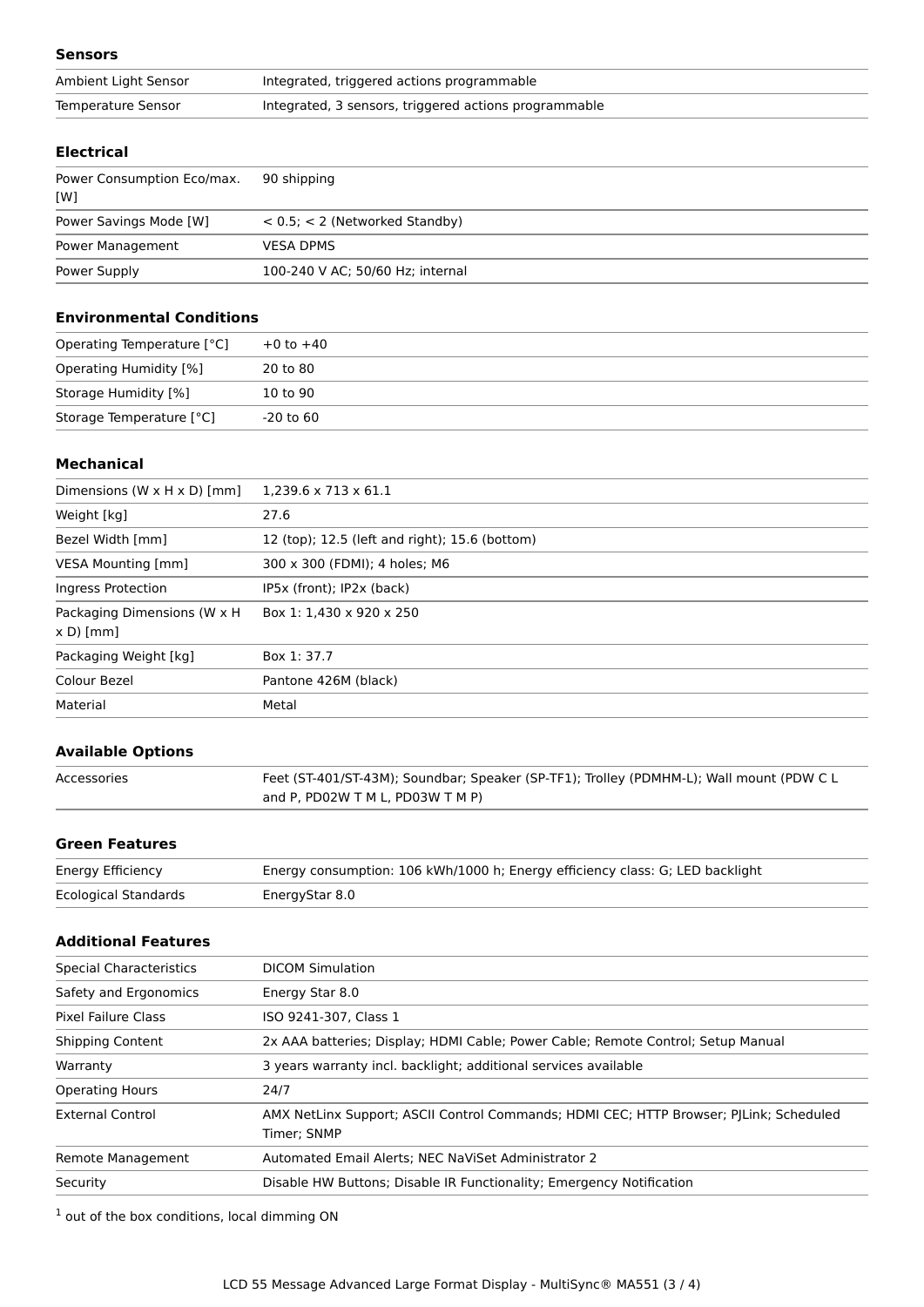### Sensors

| | |
|---|---|
| Ambient Light Sensor | Integrated, triggered actions programmable |
| Temperature Sensor | Integrated, 3 sensors, triggered actions programmable |

### Electrical

| | |
|---|---|
| Power Consumption Eco/max. [W] | 90 shipping |
| Power Savings Mode [W] | < 0.5; < 2 (Networked Standby) |
| Power Management | VESA DPMS |
| Power Supply | 100-240 V AC; 50/60 Hz; internal |

### Environmental Conditions

| | |
|---|---|
| Operating Temperature [°C] | +0 to +40 |
| Operating Humidity [%] | 20 to 80 |
| Storage Humidity [%] | 10 to 90 |
| Storage Temperature [°C] | -20 to 60 |

### Mechanical

| | |
|---|---|
| Dimensions (W x H x D) [mm] | 1,239.6 x 713 x 61.1 |
| Weight [kg] | 27.6 |
| Bezel Width [mm] | 12 (top); 12.5 (left and right); 15.6 (bottom) |
| VESA Mounting [mm] | 300 x 300 (FDMI); 4 holes; M6 |
| Ingress Protection | IP5x (front); IP2x (back) |
| Packaging Dimensions (W x H x D) [mm] | Box 1: 1,430 x 920 x 250 |
| Packaging Weight [kg] | Box 1: 37.7 |
| Colour Bezel | Pantone 426M (black) |
| Material | Metal |

### Available Options

| | |
|---|---|
| Accessories | Feet (ST-401/ST-43M); Soundbar; Speaker (SP-TF1); Trolley (PDMHM-L); Wall mount (PDW C L and P, PD02W T M L, PD03W T M P) |

### Green Features

| | |
|---|---|
| Energy Efficiency | Energy consumption: 106 kWh/1000 h; Energy efficiency class: G; LED backlight |
| Ecological Standards | EnergyStar 8.0 |

### Additional Features

| | |
|---|---|
| Special Characteristics | DICOM Simulation |
| Safety and Ergonomics | Energy Star 8.0 |
| Pixel Failure Class | ISO 9241-307, Class 1 |
| Shipping Content | 2x AAA batteries; Display; HDMI Cable; Power Cable; Remote Control; Setup Manual |
| Warranty | 3 years warranty incl. backlight; additional services available |
| Operating Hours | 24/7 |
| External Control | AMX NetLinx Support; ASCII Control Commands; HDMI CEC; HTTP Browser; PJLink; Scheduled Timer; SNMP |
| Remote Management | Automated Email Alerts; NEC NaViSet Administrator 2 |
| Security | Disable HW Buttons; Disable IR Functionality; Emergency Notification |

[1] out of the box conditions, local dimming ON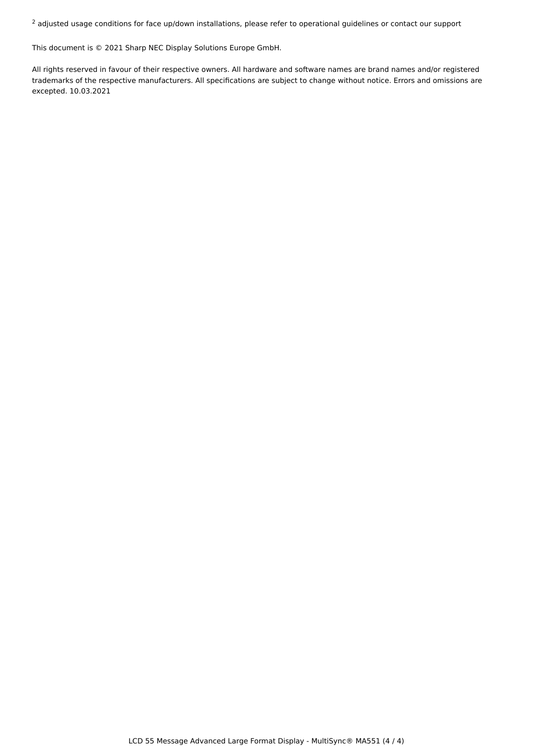[2] adjusted usage conditions for face up/down installations, please refer to operational guidelines or contact our support

This document is © 2021 Sharp NEC Display Solutions Europe GmbH.

All rights reserved in favour of their respective owners. All hardware and software names are brand names and/or registered trademarks of the respective manufacturers. All specifications are subject to change without notice. Errors and omissions are excepted. 10.03.2021